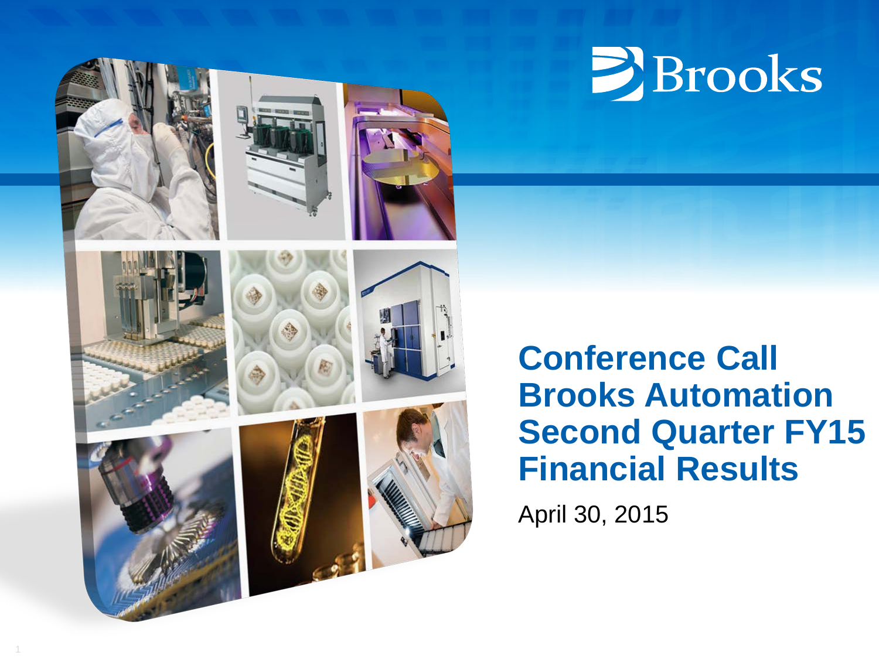Brooks

# Conference Call Brooks Automation Second Quarter FY15 Financial Results

April 30, 2015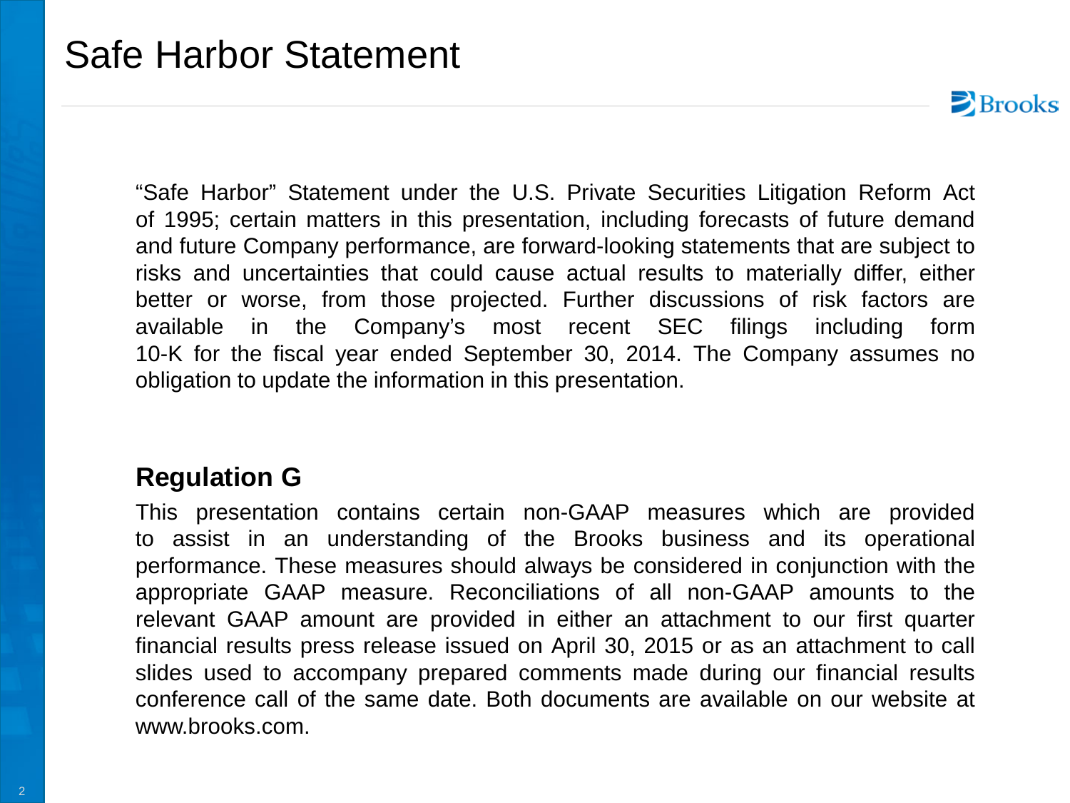# Safe Harbor Statement

"Safe Harbor" Statement under the U.S. Private Securities Litigation Reform Act of 1995; certain matters in this presentation, including forecasts of future demand and future Company performance, are forward-looking statements that are subject to risks and uncertainties that could cause actual results to materially differ, either better or worse, from those projected. Further discussions of risk factors are available in the Company's most recent SEC filings including form 10-K for the fiscal year ended September 30, 2014. The Company assumes no obligation to update the information in this presentation.

## Regulation G

This presentation contains certain non-GAAP measures which are provided to assist in an understanding of the Brooks business and its operational performance. These measures should always be considered in conjunction with the appropriate GAAP measure. Reconciliations of all non-GAAP amounts to the relevant GAAP amount are provided in either an attachment to our first quarter financial results press release issued on April 30, 2015 or as an attachment to call slides used to accompany prepared comments made during our financial results conference call of the same date. Both documents are available on our website at www.brooks.com.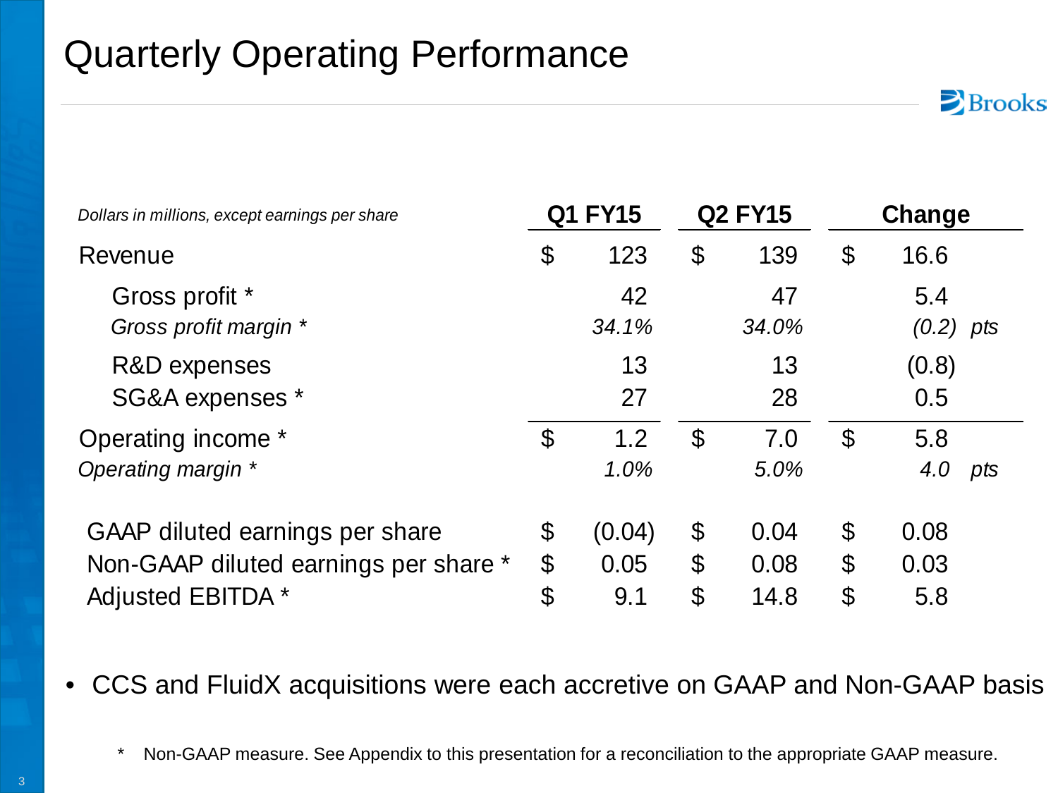# Quarterly Operating Performance

| *Dollars in millions, except earnings per share* | Q1 FY15 | Q2 FY15 | Change |
|---|---|---|---|
| Revenue | $ 123 | $ 139 | $ 16.6 |
| Gross profit * | 42 | 47 | 5.4 |
| *Gross profit margin ** | *34.1%* | *34.0%* | *(0.2) pts* |
| R&D expenses | 13 | 13 | (0.8) |
| SG&A expenses * | 27 | 28 | 0.5 |
| Operating income * | $ 1.2 | $ 7.0 | $ 5.8 |
| *Operating margin ** | *1.0%* | *5.0%* | *4.0 pts* |
| GAAP diluted earnings per share | $ (0.04) | $ 0.04 | $ 0.08 |
| Non-GAAP diluted earnings per share * | $ 0.05 | $ 0.08 | $ 0.03 |
| Adjusted EBITDA * | $ 9.1 | $ 14.8 | $ 5.8 |

- CCS and FluidX acquisitions were each accretive on GAAP and Non-GAAP basis

\* Non-GAAP measure. See Appendix to this presentation for a reconciliation to the appropriate GAAP measure.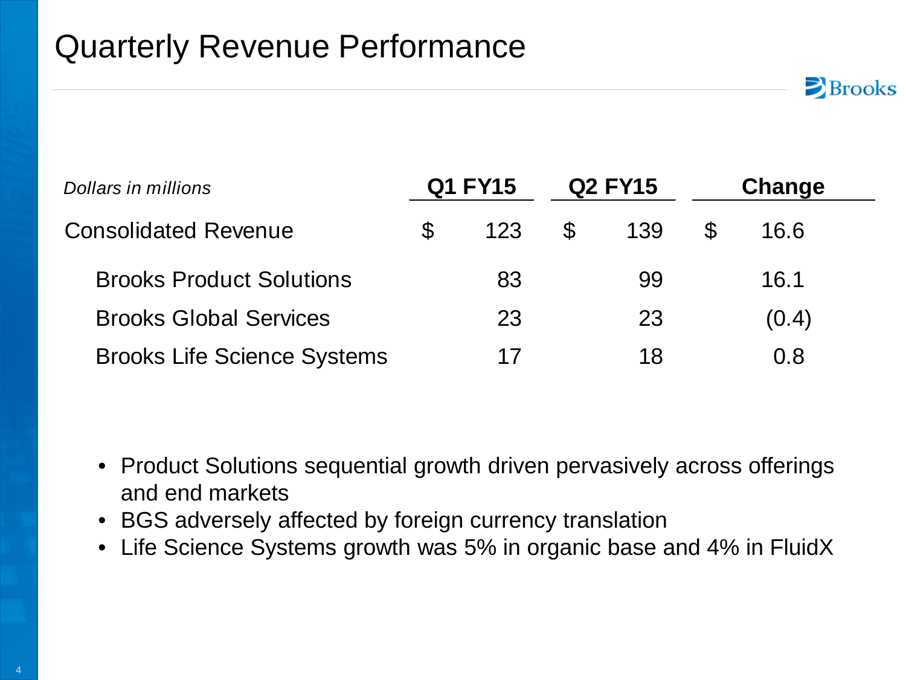# Quarterly Revenue Performance

| *Dollars in millions* | Q1 FY15 | Q2 FY15 | Change |
|---|---|---|---|
| Consolidated Revenue | $ 123 | $ 139 | $ 16.6 |
| Brooks Product Solutions | 83 | 99 | 16.1 |
| Brooks Global Services | 23 | 23 | (0.4) |
| Brooks Life Science Systems | 17 | 18 | 0.8 |

- Product Solutions sequential growth driven pervasively across offerings and end markets
- BGS adversely affected by foreign currency translation
- Life Science Systems growth was 5% in organic base and 4% in FluidX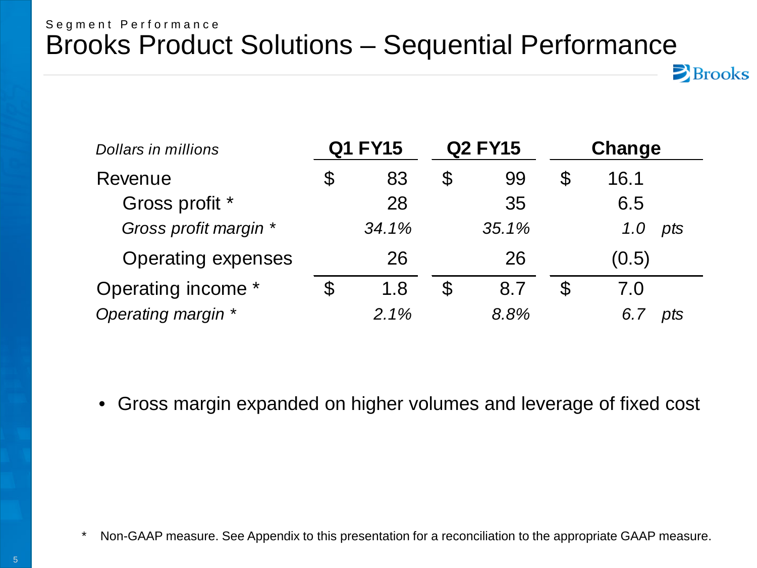Segment Performance

# Brooks Product Solutions – Sequential Performance

| *Dollars in millions* | Q1 FY15 | Q2 FY15 | Change |
|---|---|---|---|
| Revenue | $ 83 | $ 99 | $ 16.1 |
| Gross profit * | 28 | 35 | 6.5 |
| *Gross profit margin ** | *34.1%* | *35.1%* | *1.0 pts* |
| Operating expenses | 26 | 26 | (0.5) |
| Operating income * | $ 1.8 | $ 8.7 | $ 7.0 |
| *Operating margin ** | *2.1%* | *8.8%* | *6.7 pts* |

- Gross margin expanded on higher volumes and leverage of fixed cost

\* Non-GAAP measure. See Appendix to this presentation for a reconciliation to the appropriate GAAP measure.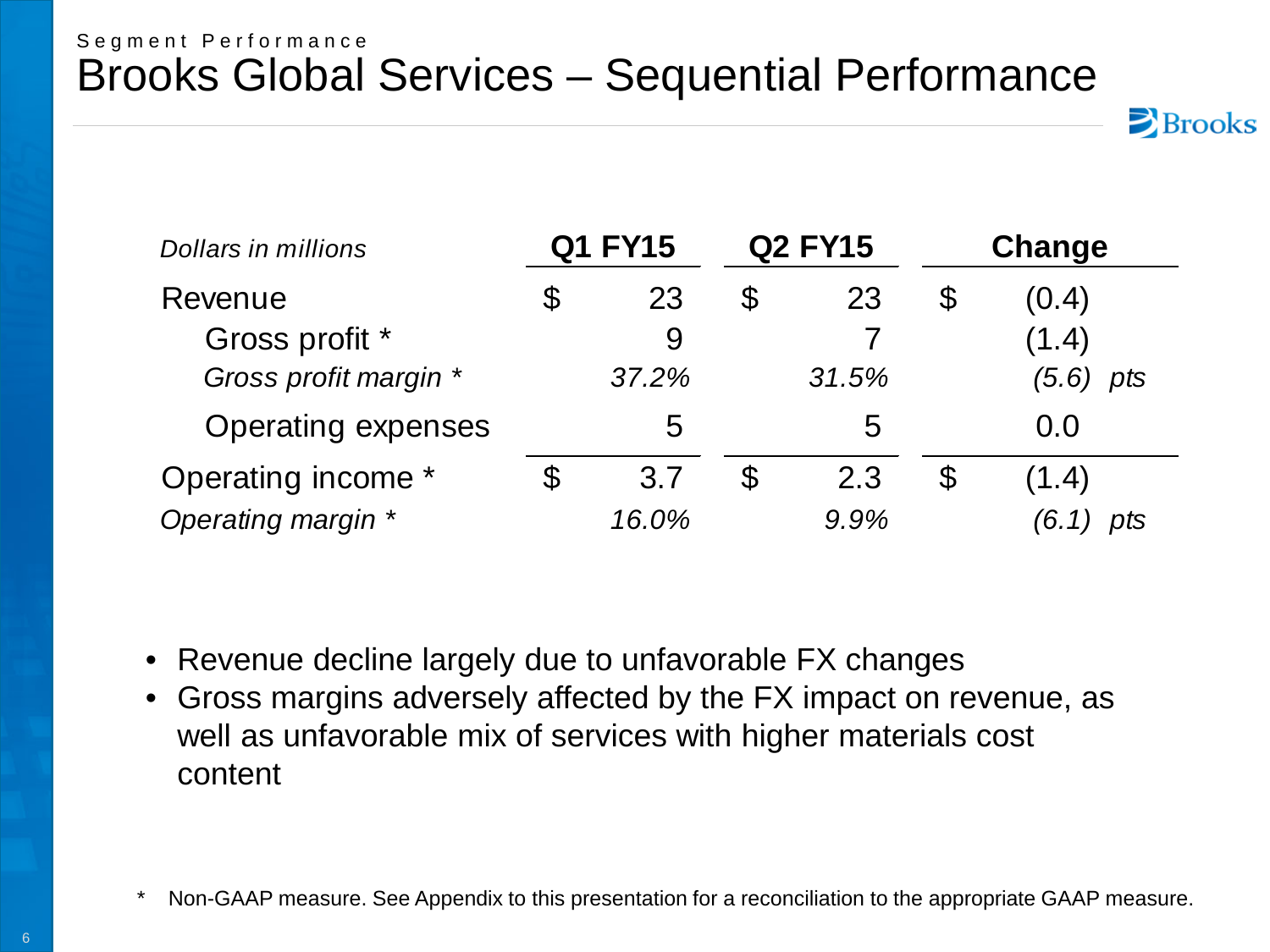Segment Performance

# Brooks Global Services – Sequential Performance

| *Dollars in millions* | Q1 FY15 | Q2 FY15 | Change |
|---|---|---|---|
| Revenue | $ 23 | $ 23 | $ (0.4) |
| Gross profit * | 9 | 7 | (1.4) |
| *Gross profit margin ** | *37.2%* | *31.5%* | *(5.6) pts* |
| Operating expenses | 5 | 5 | 0.0 |
| Operating income * | $ 3.7 | $ 2.3 | $ (1.4) |
| *Operating margin ** | *16.0%* | *9.9%* | *(6.1) pts* |

- Revenue decline largely due to unfavorable FX changes
- Gross margins adversely affected by the FX impact on revenue, as well as unfavorable mix of services with higher materials cost content

\* Non-GAAP measure. See Appendix to this presentation for a reconciliation to the appropriate GAAP measure.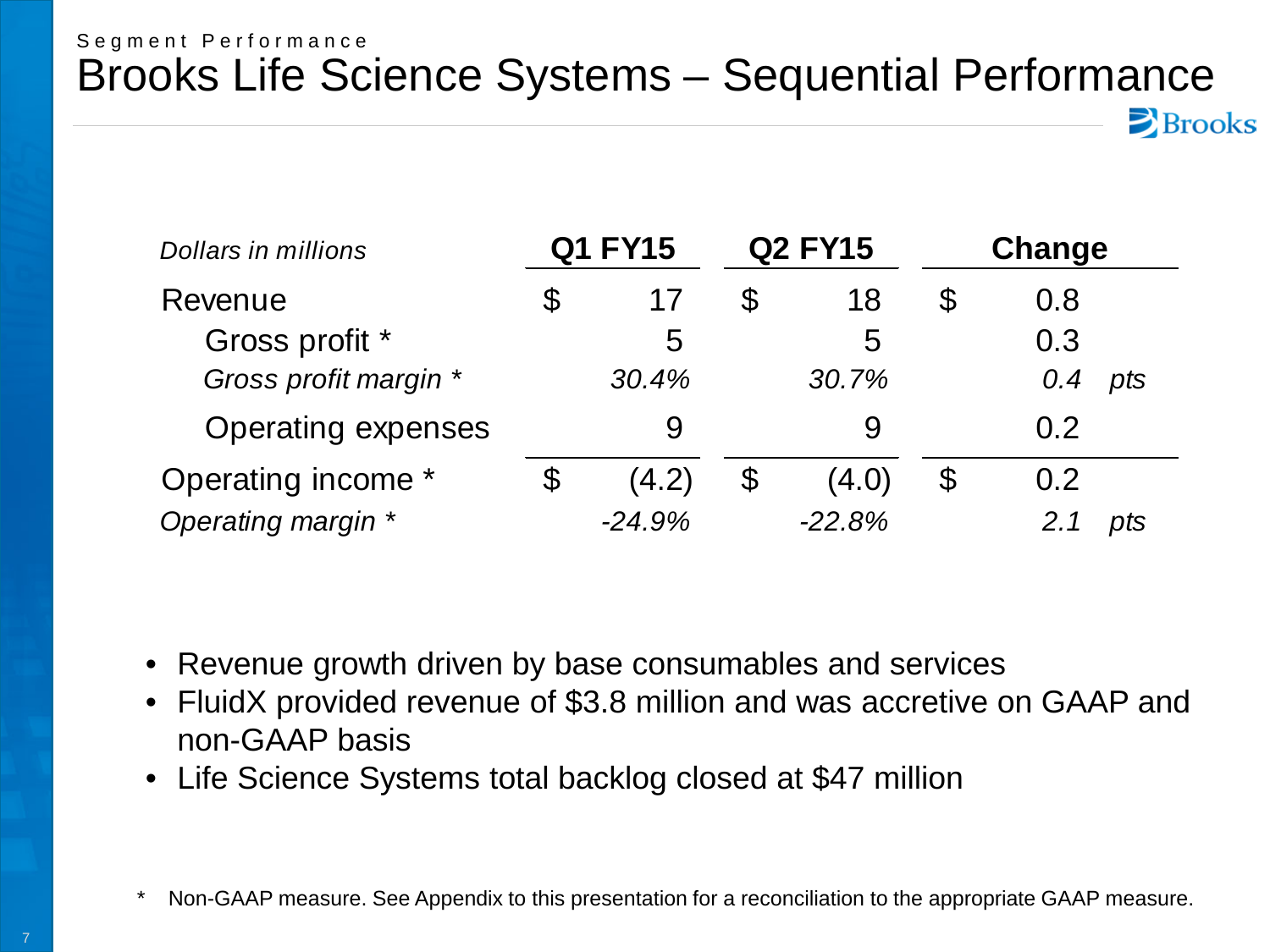Segment Performance

# Brooks Life Science Systems – Sequential Performance

| *Dollars in millions* | Q1 FY15 | | Q2 FY15 | | Change | | |
|---|---|---|---|---|---|---|---|
| Revenue | $ | 17 | $ | 18 | $ | 0.8 | |
| Gross profit * | | 5 | | 5 | | 0.3 | |
| *Gross profit margin ** | | *30.4%* | | *30.7%* | | *0.4* | *pts* |
| Operating expenses | | 9 | | 9 | | 0.2 | |
| Operating income * | $ | (4.2) | $ | (4.0) | $ | 0.2 | |
| *Operating margin ** | | *-24.9%* | | *-22.8%* | | *2.1* | *pts* |

- Revenue growth driven by base consumables and services
- FluidX provided revenue of $3.8 million and was accretive on GAAP and non-GAAP basis
- Life Science Systems total backlog closed at $47 million

\* Non-GAAP measure. See Appendix to this presentation for a reconciliation to the appropriate GAAP measure.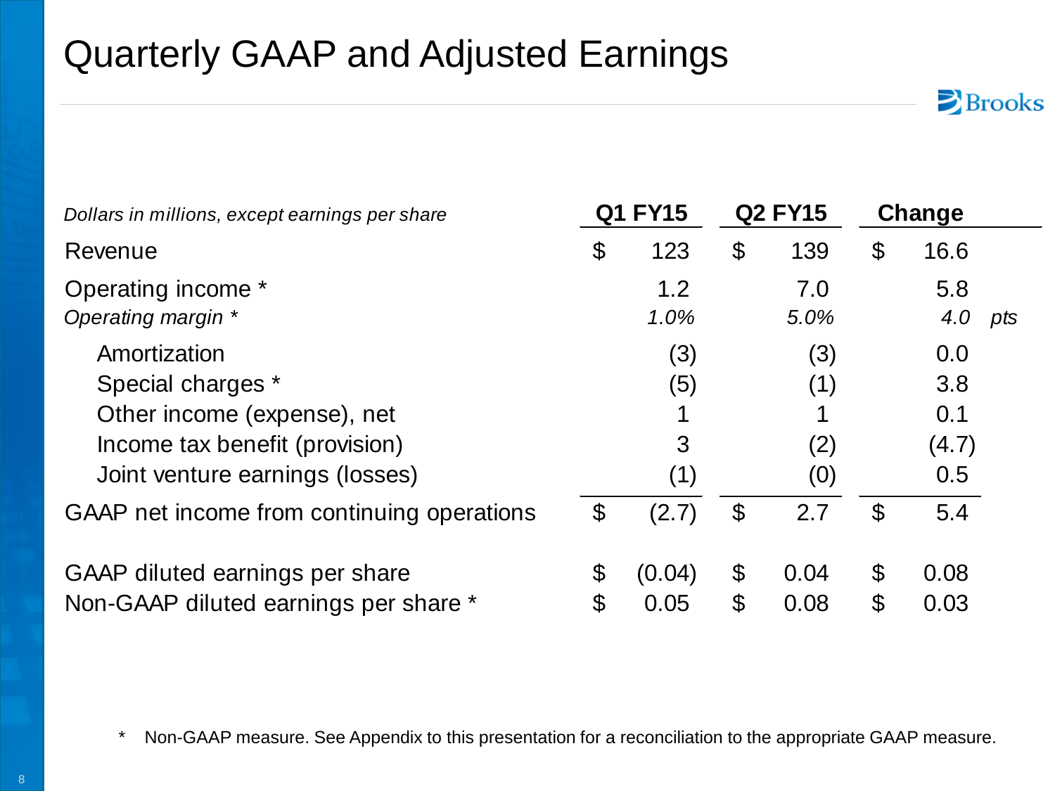# Quarterly GAAP and Adjusted Earnings

| *Dollars in millions, except earnings per share* | Q1 FY15 | Q2 FY15 | Change |
|---|---|---|---|
| Revenue | $ 123 | $ 139 | $ 16.6 |
| Operating income * | 1.2 | 7.0 | 5.8 |
| *Operating margin ** | *1.0%* | *5.0%* | *4.0 pts* |
| Amortization | (3) | (3) | 0.0 |
| Special charges * | (5) | (1) | 3.8 |
| Other income (expense), net | 1 | 1 | 0.1 |
| Income tax benefit (provision) | 3 | (2) | (4.7) |
| Joint venture earnings (losses) | (1) | (0) | 0.5 |
| GAAP net income from continuing operations | $ (2.7) | $ 2.7 | $ 5.4 |
| GAAP diluted earnings per share | $ (0.04) | $ 0.04 | $ 0.08 |
| Non-GAAP diluted earnings per share * | $ 0.05 | $ 0.08 | $ 0.03 |

\* Non-GAAP measure. See Appendix to this presentation for a reconciliation to the appropriate GAAP measure.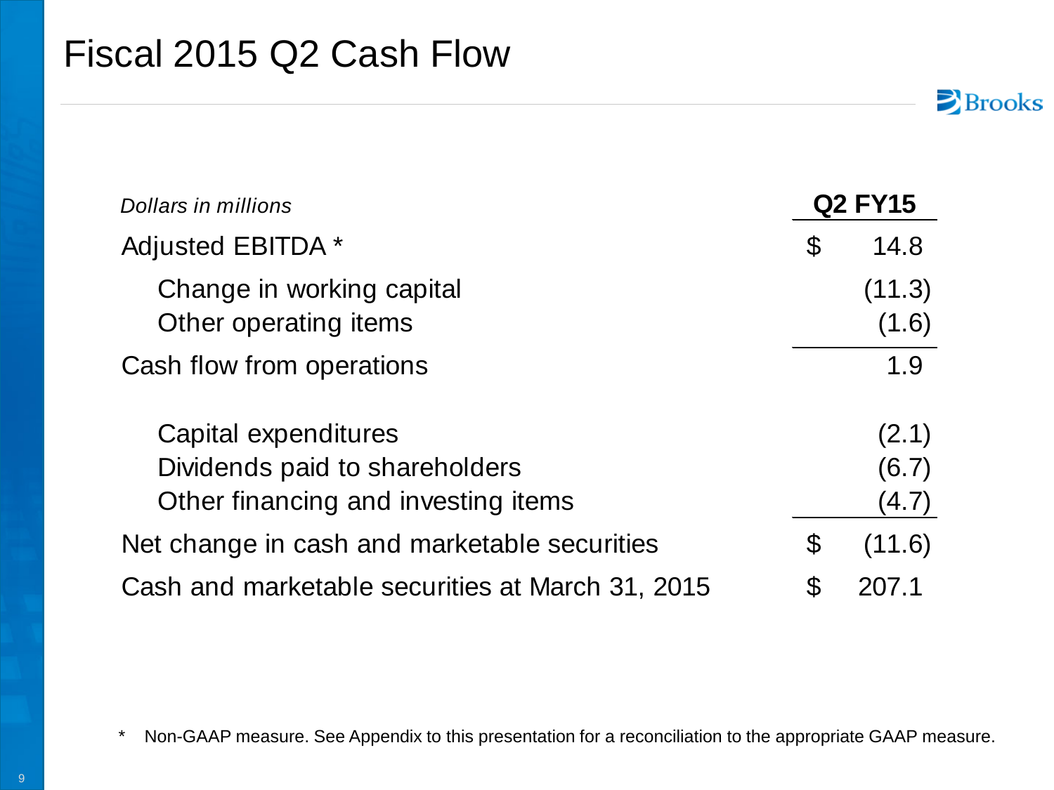# Fiscal 2015 Q2 Cash Flow

| *Dollars in millions* | **Q2 FY15** |
|---|---|
| Adjusted EBITDA * | $ 14.8 |
| Change in working capital | (11.3) |
| Other operating items | (1.6) |
| Cash flow from operations | 1.9 |
| Capital expenditures | (2.1) |
| Dividends paid to shareholders | (6.7) |
| Other financing and investing items | (4.7) |
| Net change in cash and marketable securities | $ (11.6) |
| Cash and marketable securities at March 31, 2015 | $ 207.1 |

* Non-GAAP measure. See Appendix to this presentation for a reconciliation to the appropriate GAAP measure.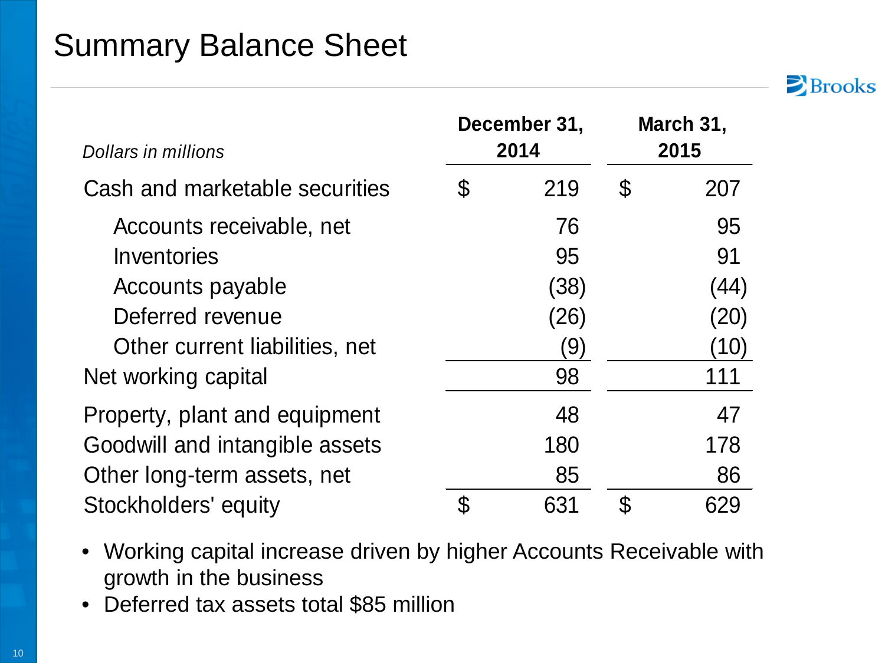# Summary Balance Sheet

| *Dollars in millions* | December 31, 2014 | March 31, 2015 |
|---|---|---|
| Cash and marketable securities | $ 219 | $ 207 |
| Accounts receivable, net | 76 | 95 |
| Inventories | 95 | 91 |
| Accounts payable | (38) | (44) |
| Deferred revenue | (26) | (20) |
| Other current liabilities, net | (9) | (10) |
| Net working capital | 98 | 111 |
| Property, plant and equipment | 48 | 47 |
| Goodwill and intangible assets | 180 | 178 |
| Other long-term assets, net | 85 | 86 |
| Stockholders' equity | $ 631 | $ 629 |

- Working capital increase driven by higher Accounts Receivable with growth in the business
- Deferred tax assets total $85 million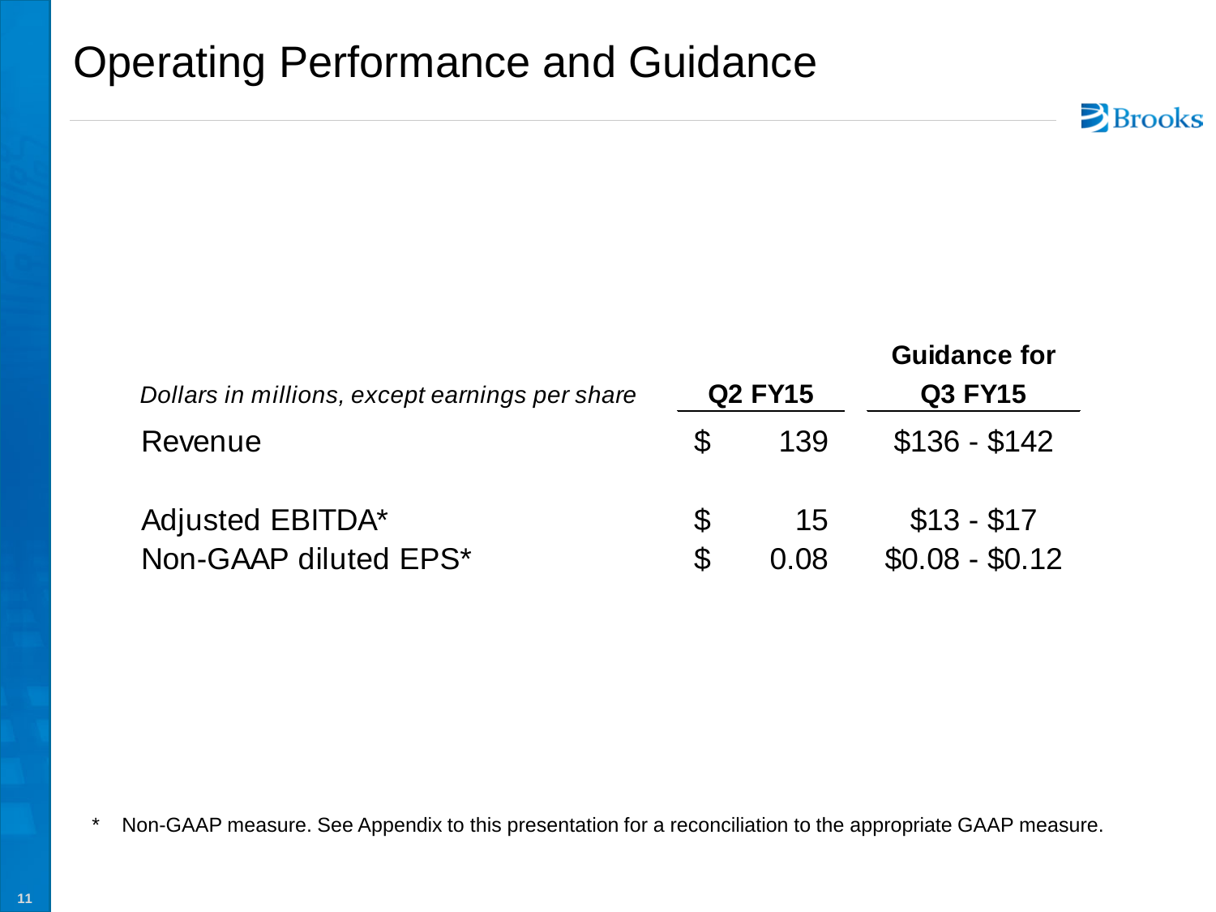# Operating Performance and Guidance

| *Dollars in millions, except earnings per share* | Q2 FY15 | Guidance for Q3 FY15 |
|---|---|---|
| Revenue | $ 139 | $136 - $142 |
| Adjusted EBITDA* | $ 15 | $13 - $17 |
| Non-GAAP diluted EPS* | $ 0.08 | $0.08 - $0.12 |

* Non-GAAP measure. See Appendix to this presentation for a reconciliation to the appropriate GAAP measure.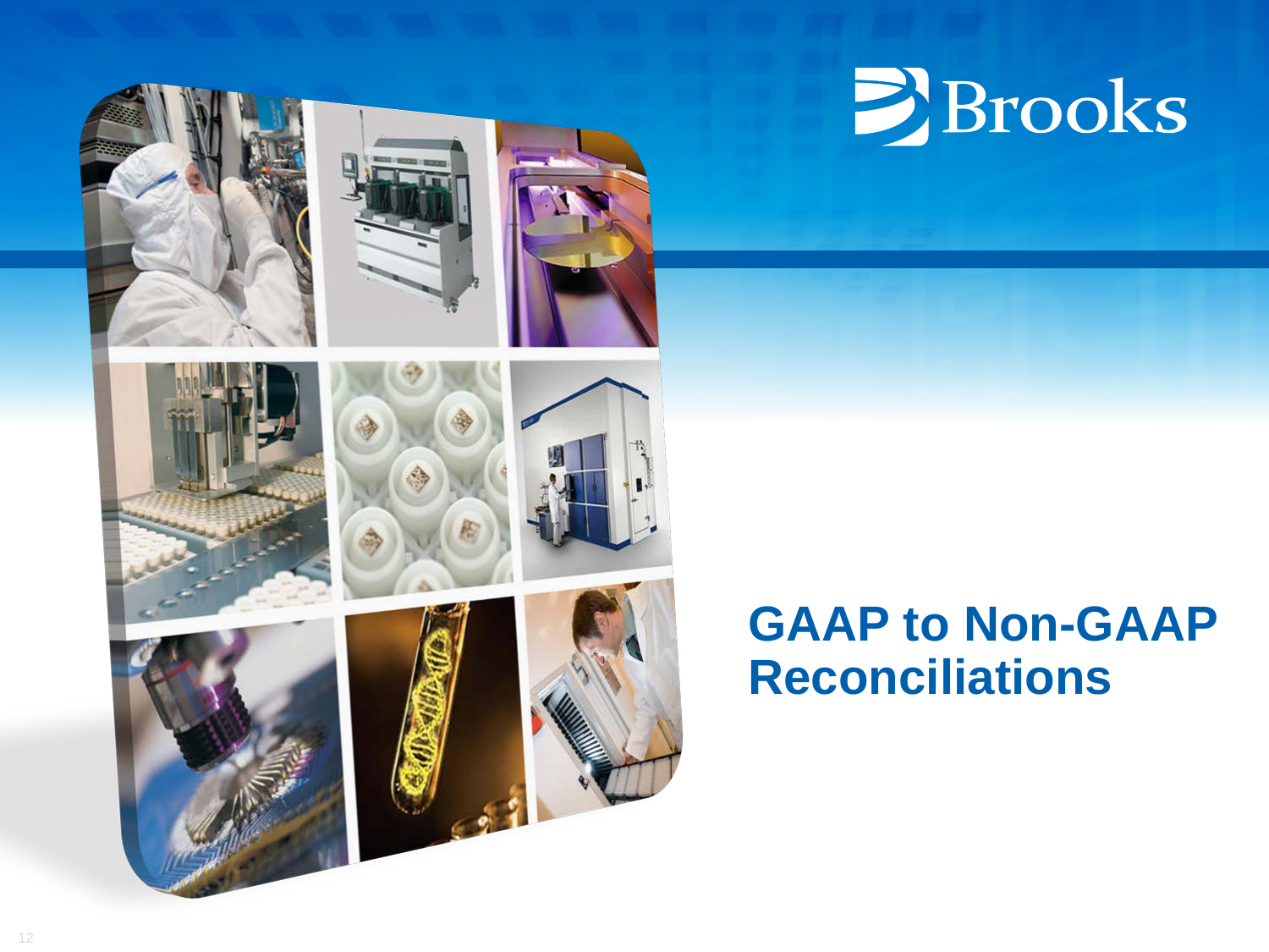Brooks

# GAAP to Non-GAAP Reconciliations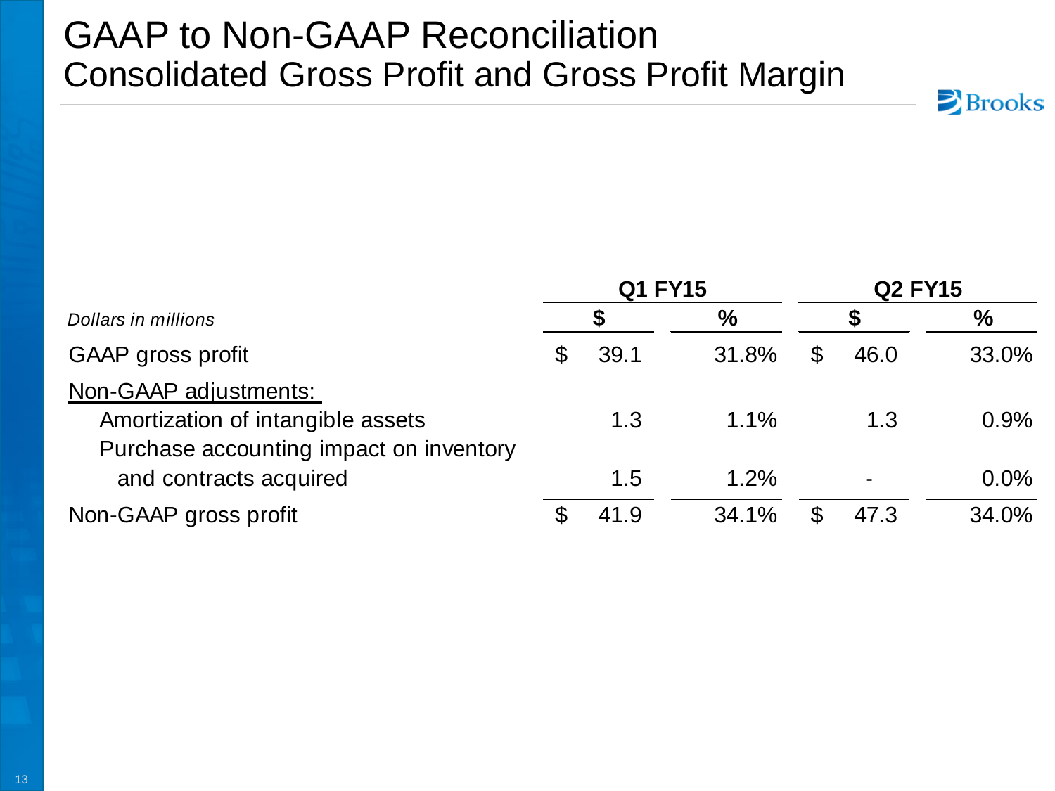# GAAP to Non-GAAP Reconciliation
## Consolidated Gross Profit and Gross Profit Margin

Brooks

| | Q1 FY15 | | Q2 FY15 | |
|---|---|---|---|---|
| *Dollars in millions* | $ | % | $ | % |
| GAAP gross profit | $ 39.1 | 31.8% | $ 46.0 | 33.0% |
| Non-GAAP adjustments: | | | | |
| Amortization of intangible assets | 1.3 | 1.1% | 1.3 | 0.9% |
| Purchase accounting impact on inventory and contracts acquired | 1.5 | 1.2% | - | 0.0% |
| Non-GAAP gross profit | $ 41.9 | 34.1% | $ 47.3 | 34.0% |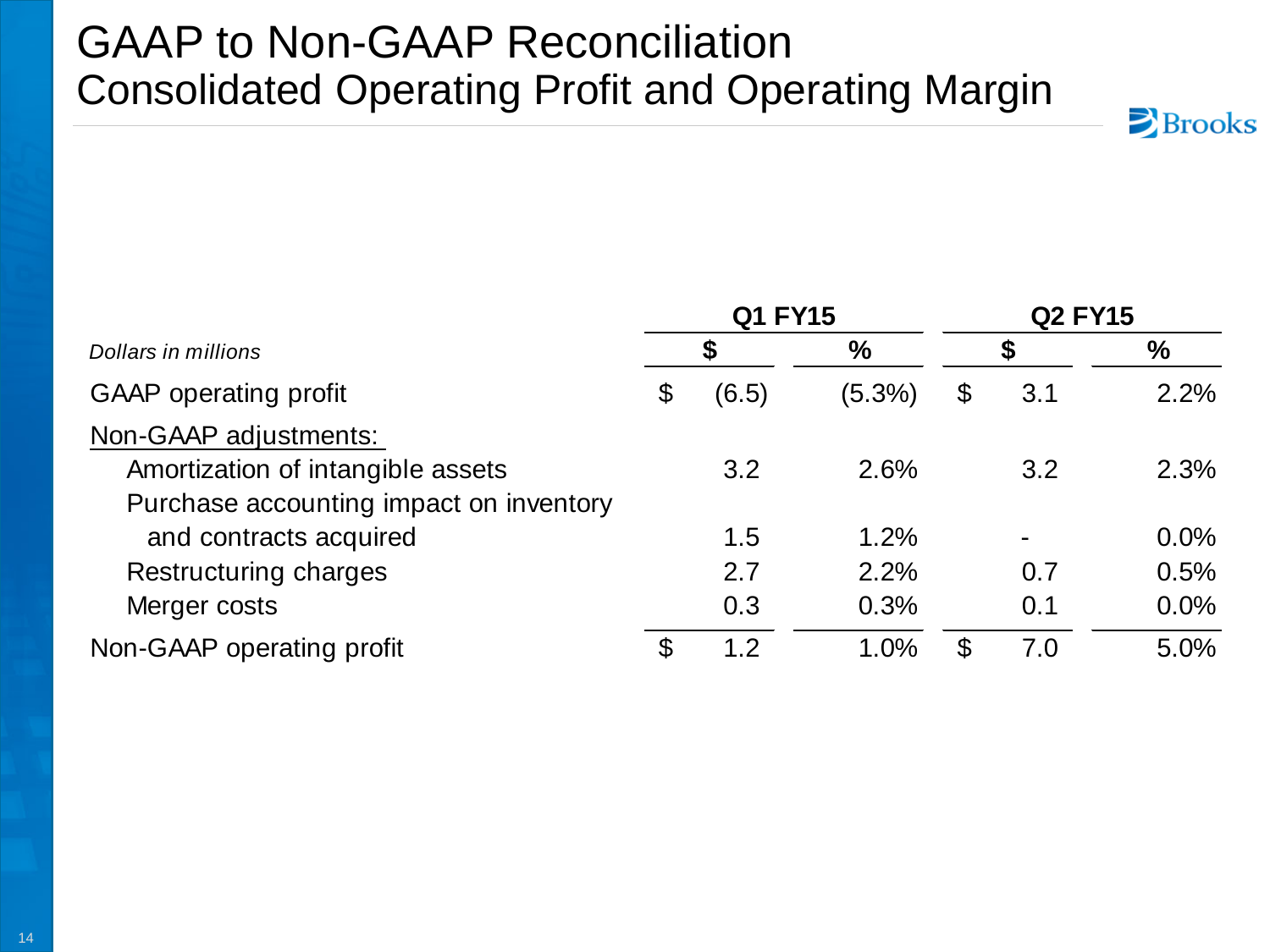# GAAP to Non-GAAP Reconciliation
## Consolidated Operating Profit and Operating Margin

| | Q1 FY15 | | Q2 FY15 | |
|---|---|---|---|---|
| *Dollars in millions* | $ | % | $ | % |
| GAAP operating profit | $ (6.5) | (5.3%) | $ 3.1 | 2.2% |
| Non-GAAP adjustments: | | | | |
| Amortization of intangible assets | 3.2 | 2.6% | 3.2 | 2.3% |
| Purchase accounting impact on inventory and contracts acquired | 1.5 | 1.2% | - | 0.0% |
| Restructuring charges | 2.7 | 2.2% | 0.7 | 0.5% |
| Merger costs | 0.3 | 0.3% | 0.1 | 0.0% |
| Non-GAAP operating profit | $ 1.2 | 1.0% | $ 7.0 | 5.0% |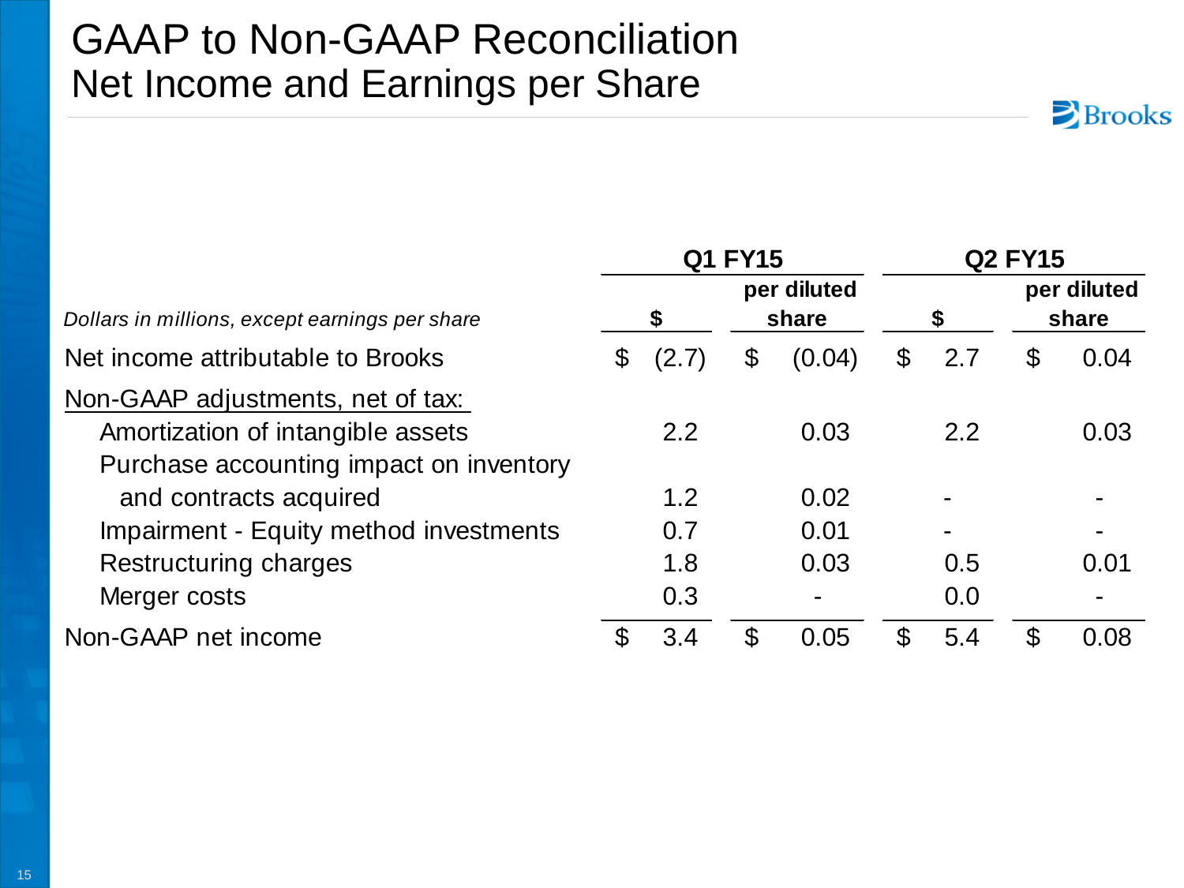# GAAP to Non-GAAP Reconciliation

## Net Income and Earnings per Share

| *Dollars in millions, except earnings per share* | Q1 FY15 $ | Q1 FY15 per diluted share | Q2 FY15 $ | Q2 FY15 per diluted share |
|---|---|---|---|---|
| Net income attributable to Brooks | $ (2.7) | $ (0.04) | $ 2.7 | $ 0.04 |
| Non-GAAP adjustments, net of tax: | | | | |
| Amortization of intangible assets | 2.2 | 0.03 | 2.2 | 0.03 |
| Purchase accounting impact on inventory and contracts acquired | 1.2 | 0.02 | - | - |
| Impairment - Equity method investments | 0.7 | 0.01 | - | - |
| Restructuring charges | 1.8 | 0.03 | 0.5 | 0.01 |
| Merger costs | 0.3 | - | 0.0 | - |
| Non-GAAP net income | $ 3.4 | $ 0.05 | $ 5.4 | $ 0.08 |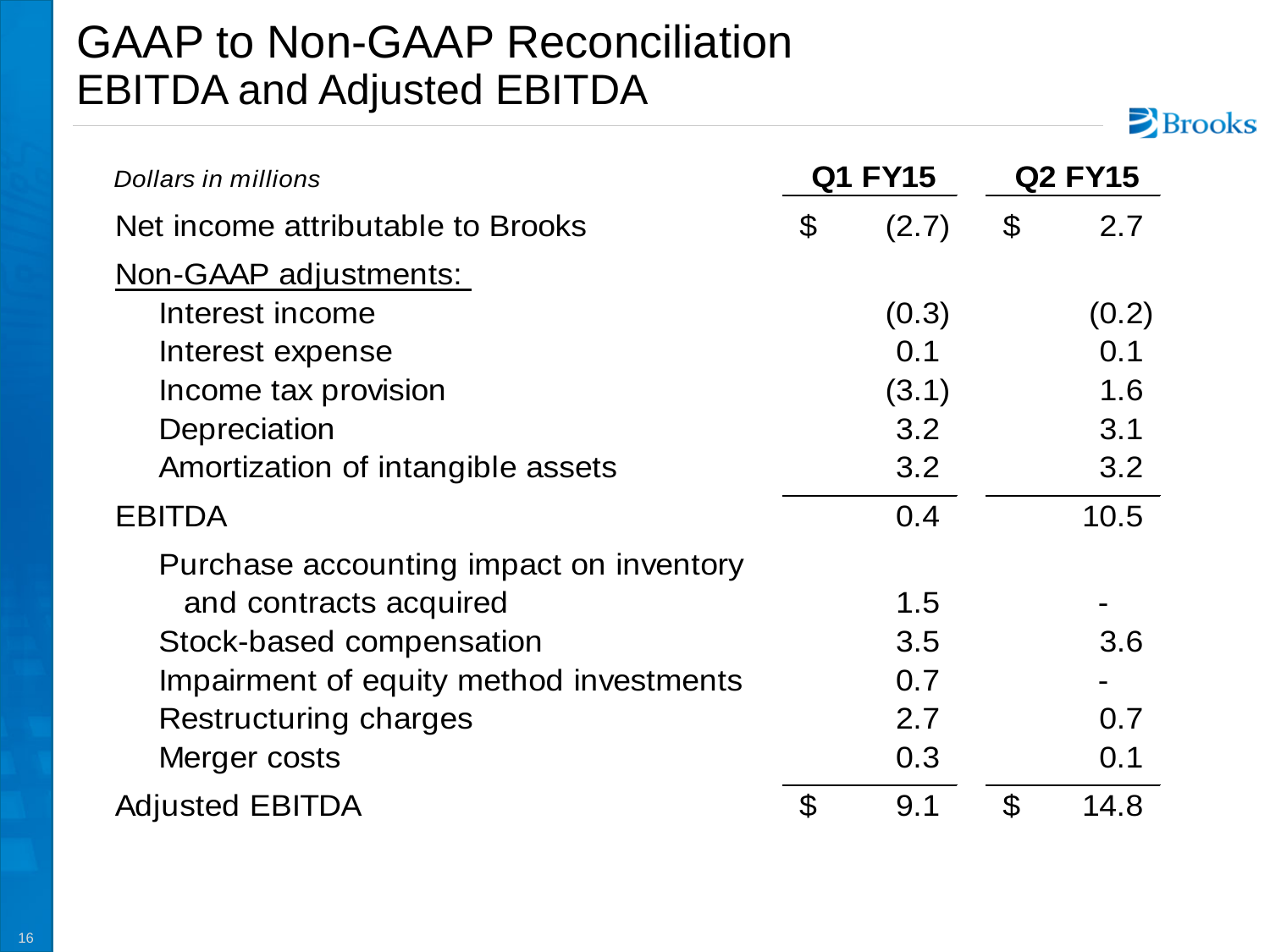# GAAP to Non-GAAP Reconciliation
## EBITDA and Adjusted EBITDA

| *Dollars in millions* | **Q1 FY15** | **Q2 FY15** |
|---|---|---|
| Net income attributable to Brooks | $ (2.7) | $ 2.7 |
| Non-GAAP adjustments: | | |
| Interest income | (0.3) | (0.2) |
| Interest expense | 0.1 | 0.1 |
| Income tax provision | (3.1) | 1.6 |
| Depreciation | 3.2 | 3.1 |
| Amortization of intangible assets | 3.2 | 3.2 |
| EBITDA | 0.4 | 10.5 |
| Purchase accounting impact on inventory and contracts acquired | 1.5 | - |
| Stock-based compensation | 3.5 | 3.6 |
| Impairment of equity method investments | 0.7 | - |
| Restructuring charges | 2.7 | 0.7 |
| Merger costs | 0.3 | 0.1 |
| Adjusted EBITDA | $ 9.1 | $ 14.8 |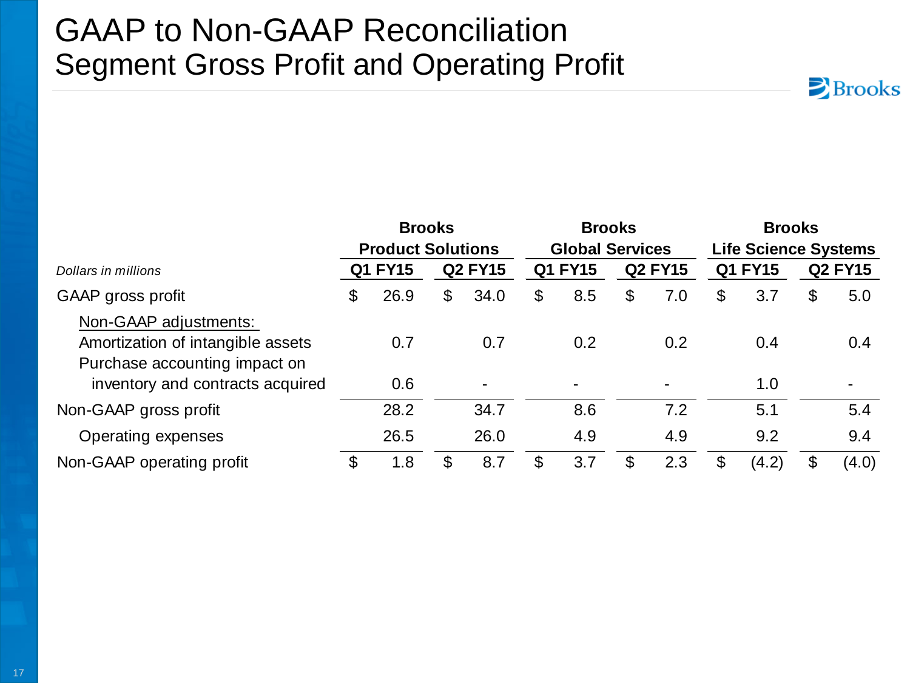# GAAP to Non-GAAP Reconciliation
## Segment Gross Profit and Operating Profit

| *Dollars in millions* | Brooks Product Solutions Q1 FY15 | Brooks Product Solutions Q2 FY15 | Brooks Global Services Q1 FY15 | Brooks Global Services Q2 FY15 | Brooks Life Science Systems Q1 FY15 | Brooks Life Science Systems Q2 FY15 |
|---|---|---|---|---|---|---|
| GAAP gross profit | $ 26.9 | $ 34.0 | $ 8.5 | $ 7.0 | $ 3.7 | $ 5.0 |
| Non-GAAP adjustments: | | | | | | |
| Amortization of intangible assets | 0.7 | 0.7 | 0.2 | 0.2 | 0.4 | 0.4 |
| Purchase accounting impact on inventory and contracts acquired | 0.6 | - | - | - | 1.0 | - |
| Non-GAAP gross profit | 28.2 | 34.7 | 8.6 | 7.2 | 5.1 | 5.4 |
| Operating expenses | 26.5 | 26.0 | 4.9 | 4.9 | 9.2 | 9.4 |
| Non-GAAP operating profit | $ 1.8 | $ 8.7 | $ 3.7 | $ 2.3 | $ (4.2) | $ (4.0) |